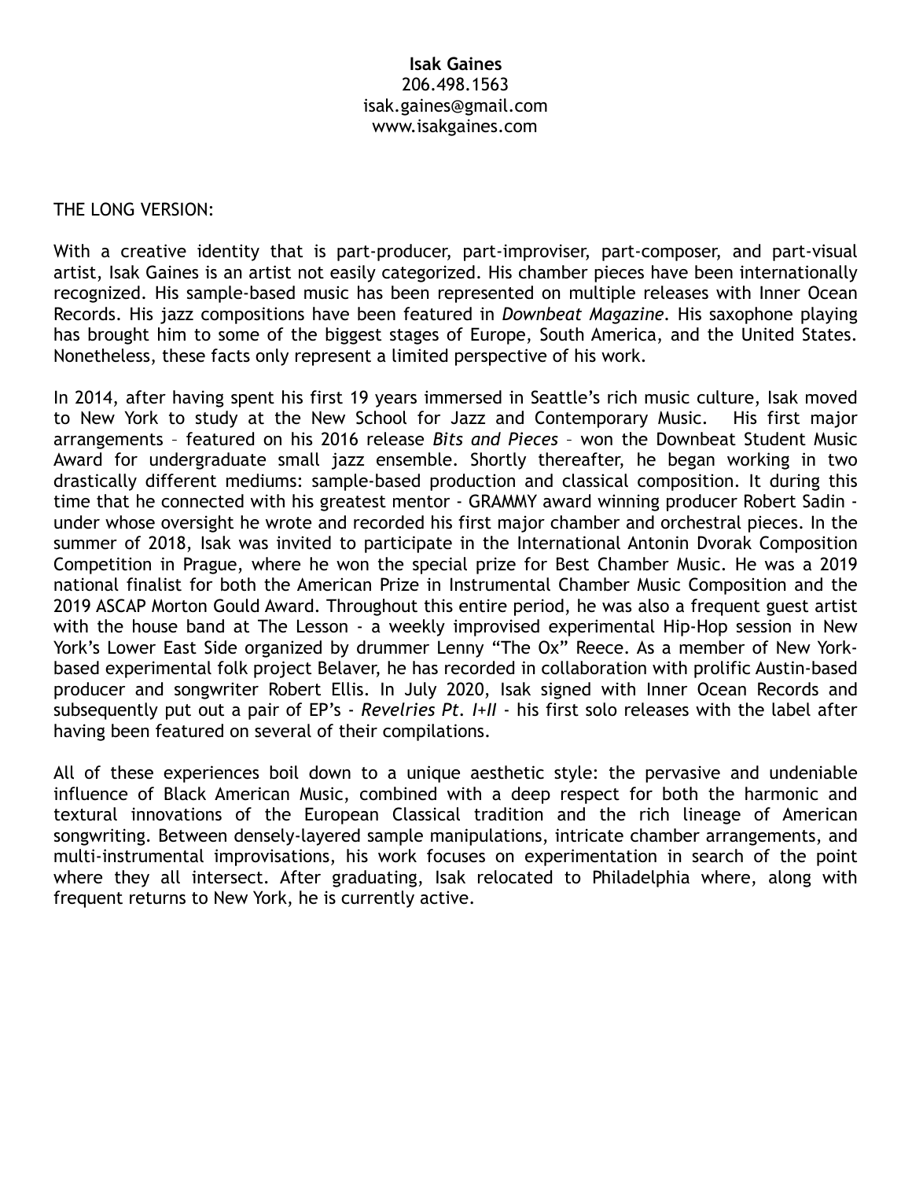**Isak Gaines**
206.498.1563
isak.gaines@gmail.com
www.isakgaines.com

THE LONG VERSION:

With a creative identity that is part-producer, part-improviser, part-composer, and part-visual artist, Isak Gaines is an artist not easily categorized. His chamber pieces have been internationally recognized. His sample-based music has been represented on multiple releases with Inner Ocean Records. His jazz compositions have been featured in *Downbeat Magazine*. His saxophone playing has brought him to some of the biggest stages of Europe, South America, and the United States. Nonetheless, these facts only represent a limited perspective of his work.

In 2014, after having spent his first 19 years immersed in Seattle's rich music culture, Isak moved to New York to study at the New School for Jazz and Contemporary Music. His first major arrangements – featured on his 2016 release *Bits and Pieces* – won the Downbeat Student Music Award for undergraduate small jazz ensemble. Shortly thereafter, he began working in two drastically different mediums: sample-based production and classical composition. It during this time that he connected with his greatest mentor - GRAMMY award winning producer Robert Sadin - under whose oversight he wrote and recorded his first major chamber and orchestral pieces. In the summer of 2018, Isak was invited to participate in the International Antonin Dvorak Composition Competition in Prague, where he won the special prize for Best Chamber Music. He was a 2019 national finalist for both the American Prize in Instrumental Chamber Music Composition and the 2019 ASCAP Morton Gould Award. Throughout this entire period, he was also a frequent guest artist with the house band at The Lesson - a weekly improvised experimental Hip-Hop session in New York's Lower East Side organized by drummer Lenny "The Ox" Reece. As a member of New York-based experimental folk project Belaver, he has recorded in collaboration with prolific Austin-based producer and songwriter Robert Ellis. In July 2020, Isak signed with Inner Ocean Records and subsequently put out a pair of EP's - *Revelries Pt. I+II* - his first solo releases with the label after having been featured on several of their compilations.

All of these experiences boil down to a unique aesthetic style: the pervasive and undeniable influence of Black American Music, combined with a deep respect for both the harmonic and textural innovations of the European Classical tradition and the rich lineage of American songwriting. Between densely-layered sample manipulations, intricate chamber arrangements, and multi-instrumental improvisations, his work focuses on experimentation in search of the point where they all intersect. After graduating, Isak relocated to Philadelphia where, along with frequent returns to New York, he is currently active.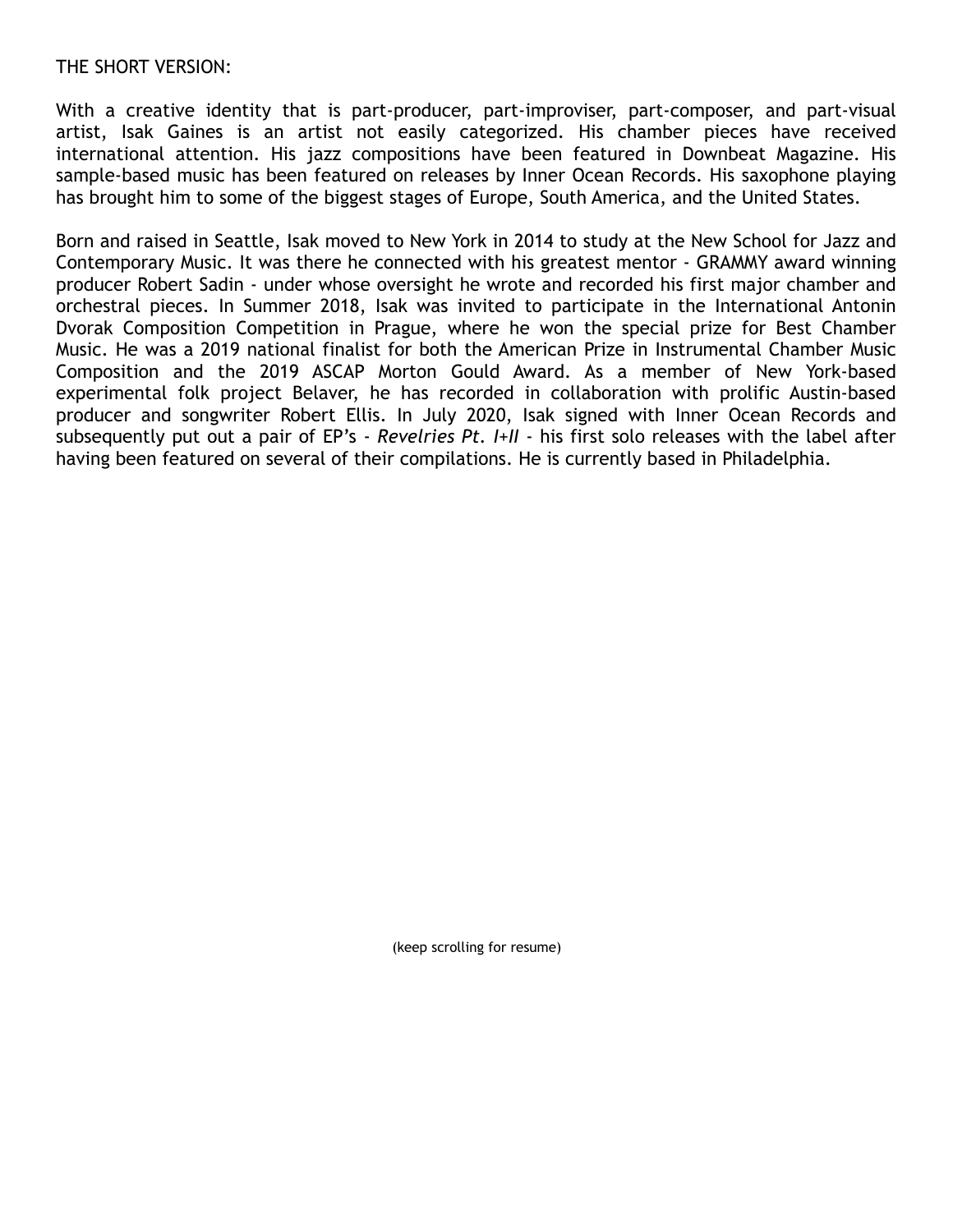THE SHORT VERSION:

With a creative identity that is part-producer, part-improviser, part-composer, and part-visual artist, Isak Gaines is an artist not easily categorized. His chamber pieces have received international attention. His jazz compositions have been featured in Downbeat Magazine. His sample-based music has been featured on releases by Inner Ocean Records. His saxophone playing has brought him to some of the biggest stages of Europe, South America, and the United States.

Born and raised in Seattle, Isak moved to New York in 2014 to study at the New School for Jazz and Contemporary Music. It was there he connected with his greatest mentor - GRAMMY award winning producer Robert Sadin - under whose oversight he wrote and recorded his first major chamber and orchestral pieces. In Summer 2018, Isak was invited to participate in the International Antonin Dvorak Composition Competition in Prague, where he won the special prize for Best Chamber Music. He was a 2019 national finalist for both the American Prize in Instrumental Chamber Music Composition and the 2019 ASCAP Morton Gould Award. As a member of New York-based experimental folk project Belaver, he has recorded in collaboration with prolific Austin-based producer and songwriter Robert Ellis. In July 2020, Isak signed with Inner Ocean Records and subsequently put out a pair of EP's - *Revelries Pt. I+II* - his first solo releases with the label after having been featured on several of their compilations. He is currently based in Philadelphia.

(keep scrolling for resume)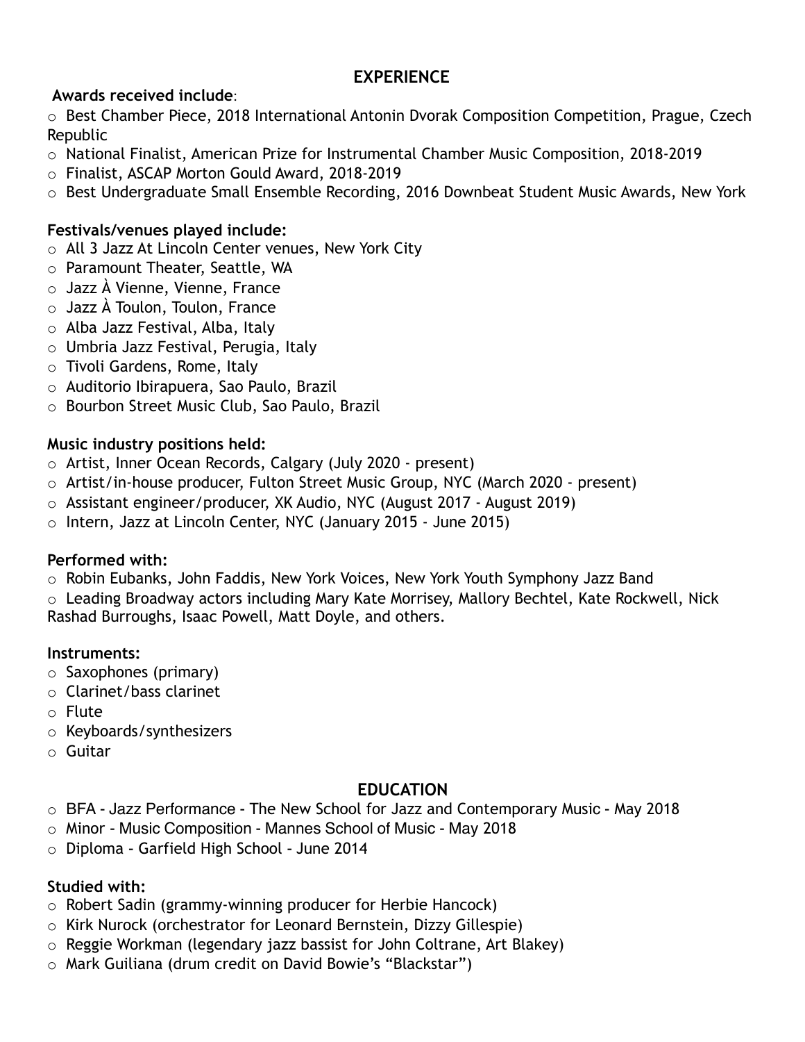## EXPERIENCE

**Awards received include**:

- Best Chamber Piece, 2018 International Antonin Dvorak Composition Competition, Prague, Czech Republic
- National Finalist, American Prize for Instrumental Chamber Music Composition, 2018-2019
- Finalist, ASCAP Morton Gould Award, 2018-2019
- Best Undergraduate Small Ensemble Recording, 2016 Downbeat Student Music Awards, New York

**Festivals/venues played include:**

- All 3 Jazz At Lincoln Center venues, New York City
- Paramount Theater, Seattle, WA
- Jazz À Vienne, Vienne, France
- Jazz À Toulon, Toulon, France
- Alba Jazz Festival, Alba, Italy
- Umbria Jazz Festival, Perugia, Italy
- Tivoli Gardens, Rome, Italy
- Auditorio Ibirapuera, Sao Paulo, Brazil
- Bourbon Street Music Club, Sao Paulo, Brazil

**Music industry positions held:**

- Artist, Inner Ocean Records, Calgary (July 2020 - present)
- Artist/in-house producer, Fulton Street Music Group, NYC (March 2020 - present)
- Assistant engineer/producer, XK Audio, NYC (August 2017 - August 2019)
- Intern, Jazz at Lincoln Center, NYC (January 2015 - June 2015)

**Performed with:**

- Robin Eubanks, John Faddis, New York Voices, New York Youth Symphony Jazz Band
- Leading Broadway actors including Mary Kate Morrisey, Mallory Bechtel, Kate Rockwell, Nick Rashad Burroughs, Isaac Powell, Matt Doyle, and others.

**Instruments:**

- Saxophones (primary)
- Clarinet/bass clarinet
- Flute
- Keyboards/synthesizers
- Guitar

## EDUCATION

- BFA - Jazz Performance - The New School for Jazz and Contemporary Music - May 2018
- Minor - Music Composition - Mannes School of Music - May 2018
- Diploma - Garfield High School - June 2014

**Studied with:**

- Robert Sadin (grammy-winning producer for Herbie Hancock)
- Kirk Nurock (orchestrator for Leonard Bernstein, Dizzy Gillespie)
- Reggie Workman (legendary jazz bassist for John Coltrane, Art Blakey)
- Mark Guiliana (drum credit on David Bowie's "Blackstar")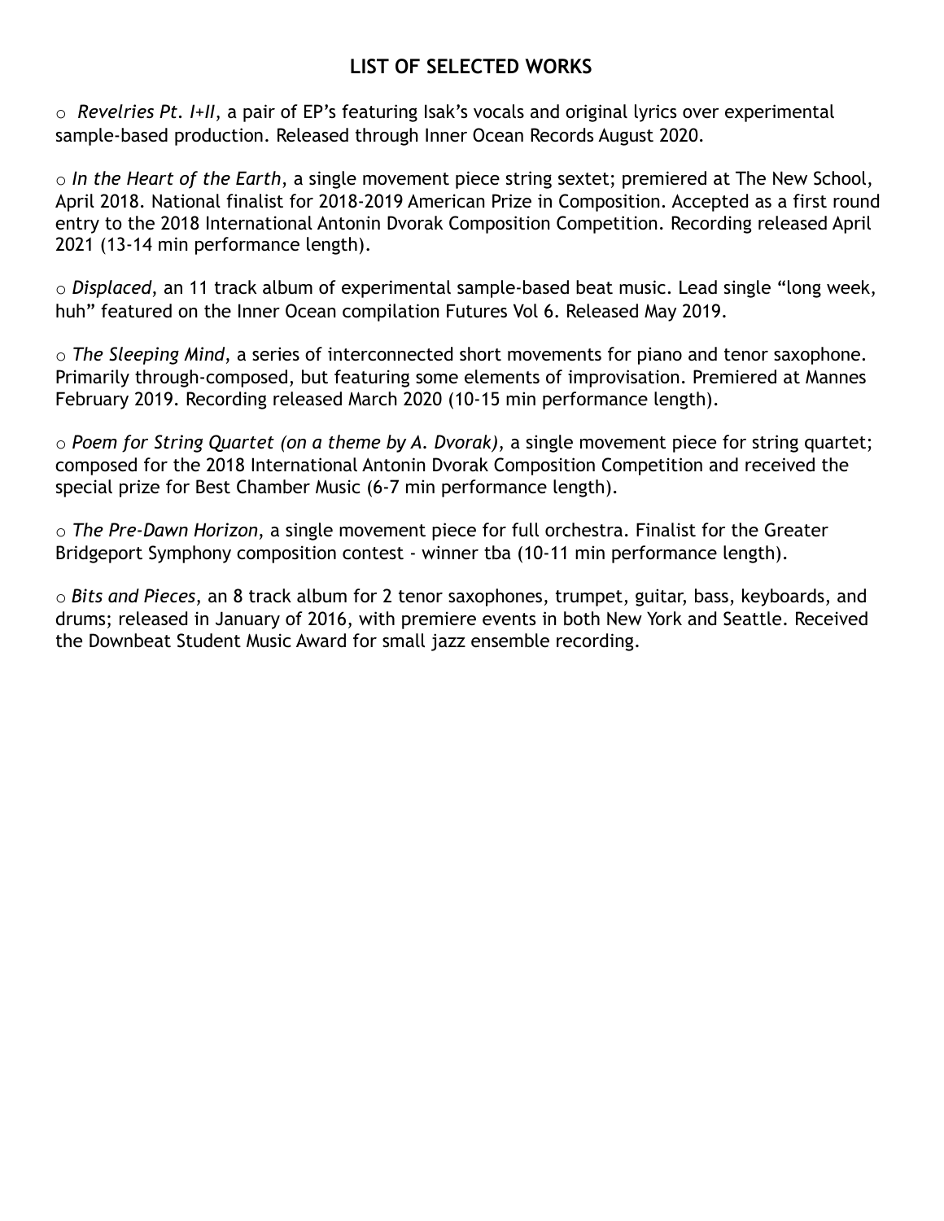## LIST OF SELECTED WORKS

- *Revelries Pt. I+II*, a pair of EP's featuring Isak's vocals and original lyrics over experimental sample-based production. Released through Inner Ocean Records August 2020.

- *In the Heart of the Earth*, a single movement piece string sextet; premiered at The New School, April 2018. National finalist for 2018-2019 American Prize in Composition. Accepted as a first round entry to the 2018 International Antonin Dvorak Composition Competition. Recording released April 2021 (13-14 min performance length).

- *Displaced*, an 11 track album of experimental sample-based beat music. Lead single "long week, huh" featured on the Inner Ocean compilation Futures Vol 6. Released May 2019.

- *The Sleeping Mind*, a series of interconnected short movements for piano and tenor saxophone. Primarily through-composed, but featuring some elements of improvisation. Premiered at Mannes February 2019. Recording released March 2020 (10-15 min performance length).

- *Poem for String Quartet (on a theme by A. Dvorak)*, a single movement piece for string quartet; composed for the 2018 International Antonin Dvorak Composition Competition and received the special prize for Best Chamber Music (6-7 min performance length).

- *The Pre-Dawn Horizon*, a single movement piece for full orchestra. Finalist for the Greater Bridgeport Symphony composition contest - winner tba (10-11 min performance length).

- *Bits and Pieces*, an 8 track album for 2 tenor saxophones, trumpet, guitar, bass, keyboards, and drums; released in January of 2016, with premiere events in both New York and Seattle. Received the Downbeat Student Music Award for small jazz ensemble recording.